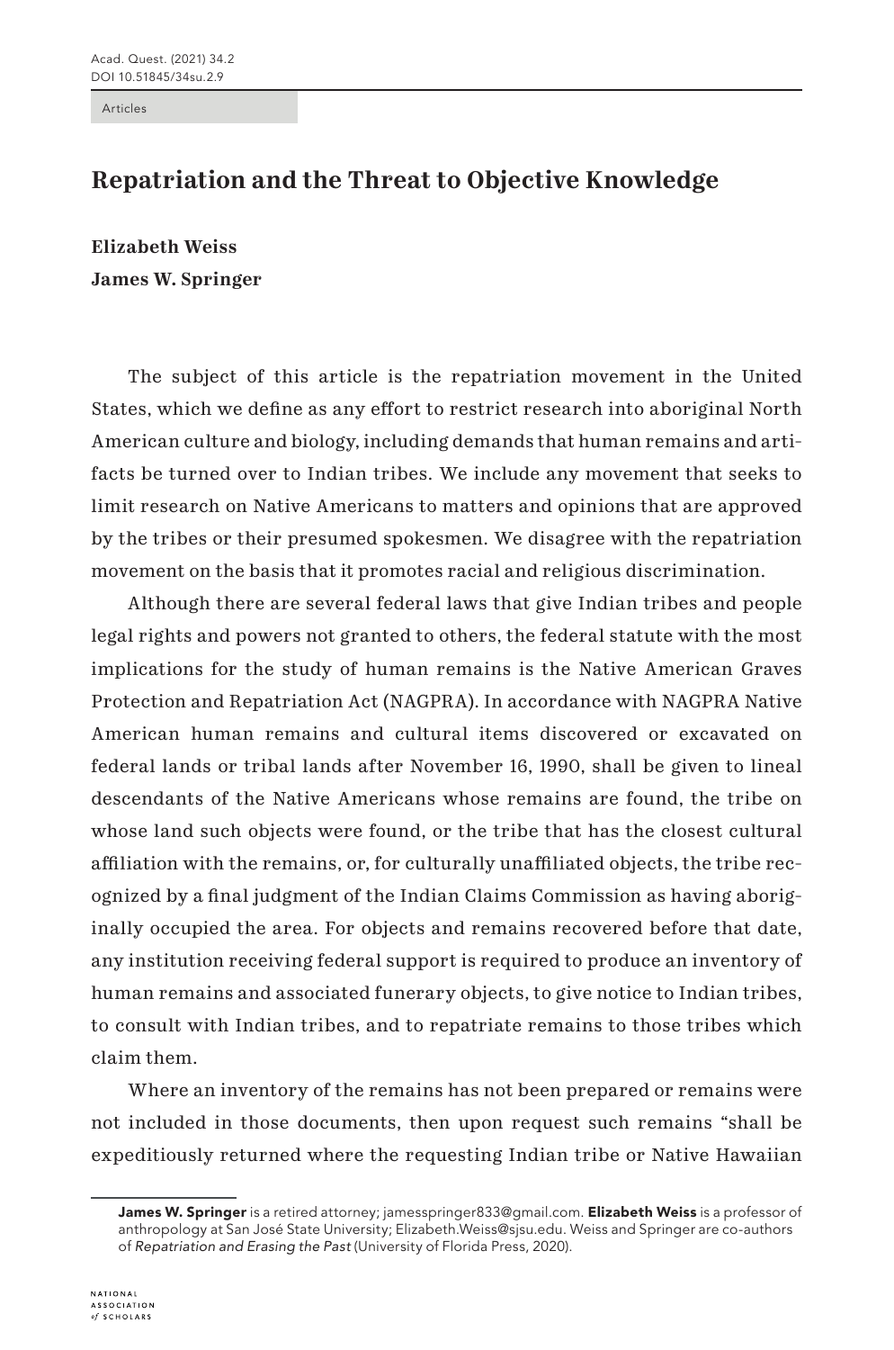Articles

# Repatriation and the Threat to Objective Knowledge

**Elizabeth Weiss**
**James W. Springer**

The subject of this article is the repatriation movement in the United States, which we define as any effort to restrict research into aboriginal North American culture and biology, including demands that human remains and artifacts be turned over to Indian tribes. We include any movement that seeks to limit research on Native Americans to matters and opinions that are approved by the tribes or their presumed spokesmen. We disagree with the repatriation movement on the basis that it promotes racial and religious discrimination.

Although there are several federal laws that give Indian tribes and people legal rights and powers not granted to others, the federal statute with the most implications for the study of human remains is the Native American Graves Protection and Repatriation Act (NAGPRA). In accordance with NAGPRA Native American human remains and cultural items discovered or excavated on federal lands or tribal lands after November 16, 1990, shall be given to lineal descendants of the Native Americans whose remains are found, the tribe on whose land such objects were found, or the tribe that has the closest cultural affiliation with the remains, or, for culturally unaffiliated objects, the tribe recognized by a final judgment of the Indian Claims Commission as having aboriginally occupied the area. For objects and remains recovered before that date, any institution receiving federal support is required to produce an inventory of human remains and associated funerary objects, to give notice to Indian tribes, to consult with Indian tribes, and to repatriate remains to those tribes which claim them.

Where an inventory of the remains has not been prepared or remains were not included in those documents, then upon request such remains "shall be expeditiously returned where the requesting Indian tribe or Native Hawaiian

---

**James W. Springer** is a retired attorney; jamesspringer833@gmail.com. **Elizabeth Weiss** is a professor of anthropology at San José State University; Elizabeth.Weiss@sjsu.edu. Weiss and Springer are co-authors of *Repatriation and Erasing the Past* (University of Florida Press, 2020).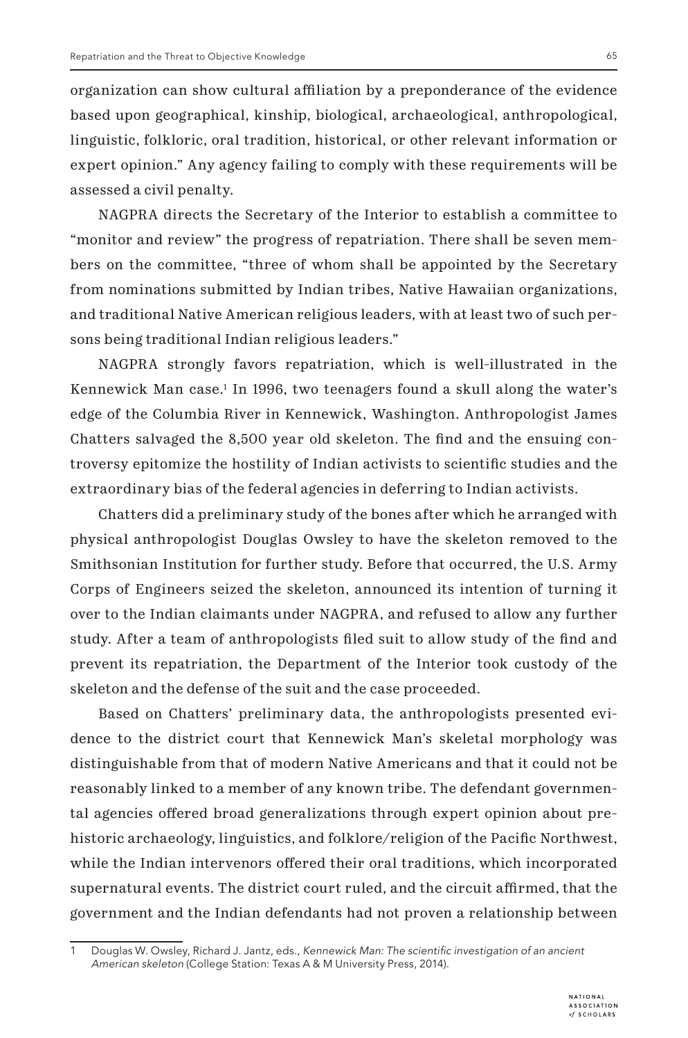organization can show cultural affiliation by a preponderance of the evidence based upon geographical, kinship, biological, archaeological, anthropological, linguistic, folkloric, oral tradition, historical, or other relevant information or expert opinion." Any agency failing to comply with these requirements will be assessed a civil penalty.

NAGPRA directs the Secretary of the Interior to establish a committee to "monitor and review" the progress of repatriation. There shall be seven members on the committee, "three of whom shall be appointed by the Secretary from nominations submitted by Indian tribes, Native Hawaiian organizations, and traditional Native American religious leaders, with at least two of such persons being traditional Indian religious leaders."

NAGPRA strongly favors repatriation, which is well-illustrated in the Kennewick Man case.[1] In 1996, two teenagers found a skull along the water's edge of the Columbia River in Kennewick, Washington. Anthropologist James Chatters salvaged the 8,500 year old skeleton. The find and the ensuing controversy epitomize the hostility of Indian activists to scientific studies and the extraordinary bias of the federal agencies in deferring to Indian activists.

Chatters did a preliminary study of the bones after which he arranged with physical anthropologist Douglas Owsley to have the skeleton removed to the Smithsonian Institution for further study. Before that occurred, the U.S. Army Corps of Engineers seized the skeleton, announced its intention of turning it over to the Indian claimants under NAGPRA, and refused to allow any further study. After a team of anthropologists filed suit to allow study of the find and prevent its repatriation, the Department of the Interior took custody of the skeleton and the defense of the suit and the case proceeded.

Based on Chatters' preliminary data, the anthropologists presented evidence to the district court that Kennewick Man's skeletal morphology was distinguishable from that of modern Native Americans and that it could not be reasonably linked to a member of any known tribe. The defendant governmental agencies offered broad generalizations through expert opinion about prehistoric archaeology, linguistics, and folklore/religion of the Pacific Northwest, while the Indian intervenors offered their oral traditions, which incorporated supernatural events. The district court ruled, and the circuit affirmed, that the government and the Indian defendants had not proven a relationship between

---

1 Douglas W. Owsley, Richard J. Jantz, eds., *Kennewick Man: The scientific investigation of an ancient American skeleton* (College Station: Texas A & M University Press, 2014).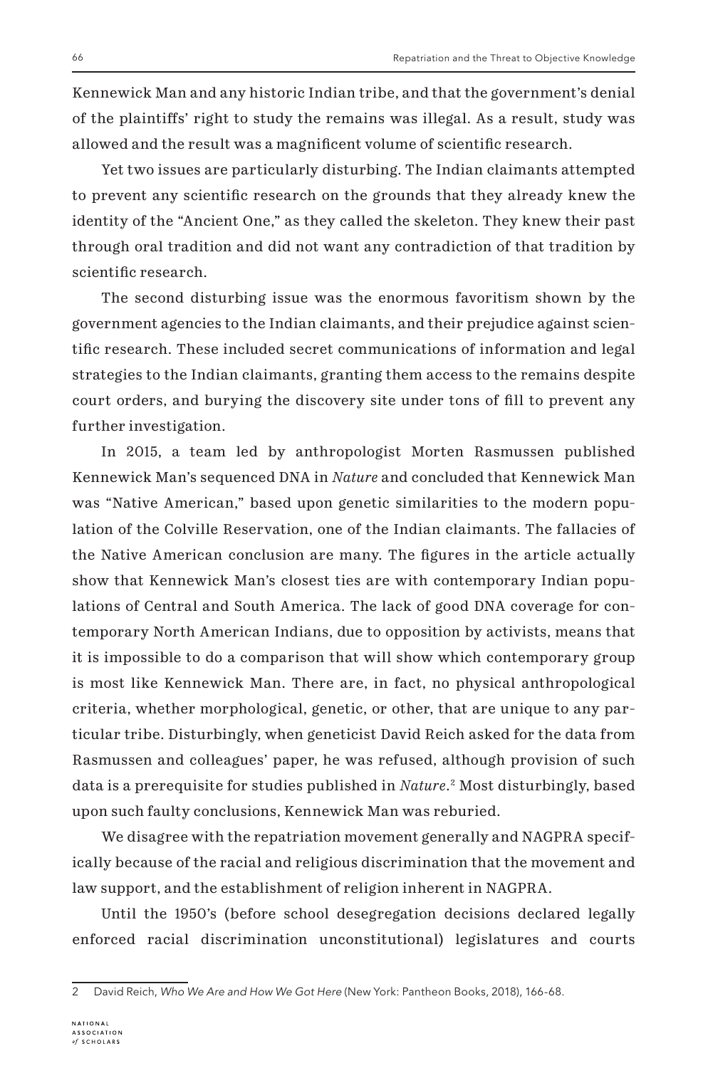Kennewick Man and any historic Indian tribe, and that the government's denial of the plaintiffs' right to study the remains was illegal. As a result, study was allowed and the result was a magnificent volume of scientific research.

Yet two issues are particularly disturbing. The Indian claimants attempted to prevent any scientific research on the grounds that they already knew the identity of the "Ancient One," as they called the skeleton. They knew their past through oral tradition and did not want any contradiction of that tradition by scientific research.

The second disturbing issue was the enormous favoritism shown by the government agencies to the Indian claimants, and their prejudice against scientific research. These included secret communications of information and legal strategies to the Indian claimants, granting them access to the remains despite court orders, and burying the discovery site under tons of fill to prevent any further investigation.

In 2015, a team led by anthropologist Morten Rasmussen published Kennewick Man's sequenced DNA in *Nature* and concluded that Kennewick Man was "Native American," based upon genetic similarities to the modern population of the Colville Reservation, one of the Indian claimants. The fallacies of the Native American conclusion are many. The figures in the article actually show that Kennewick Man's closest ties are with contemporary Indian populations of Central and South America. The lack of good DNA coverage for contemporary North American Indians, due to opposition by activists, means that it is impossible to do a comparison that will show which contemporary group is most like Kennewick Man. There are, in fact, no physical anthropological criteria, whether morphological, genetic, or other, that are unique to any particular tribe. Disturbingly, when geneticist David Reich asked for the data from Rasmussen and colleagues' paper, he was refused, although provision of such data is a prerequisite for studies published in *Nature*.[2] Most disturbingly, based upon such faulty conclusions, Kennewick Man was reburied.

We disagree with the repatriation movement generally and NAGPRA specifically because of the racial and religious discrimination that the movement and law support, and the establishment of religion inherent in NAGPRA.

Until the 1950's (before school desegregation decisions declared legally enforced racial discrimination unconstitutional) legislatures and courts

---

2 David Reich, *Who We Are and How We Got Here* (New York: Pantheon Books, 2018), 166-68.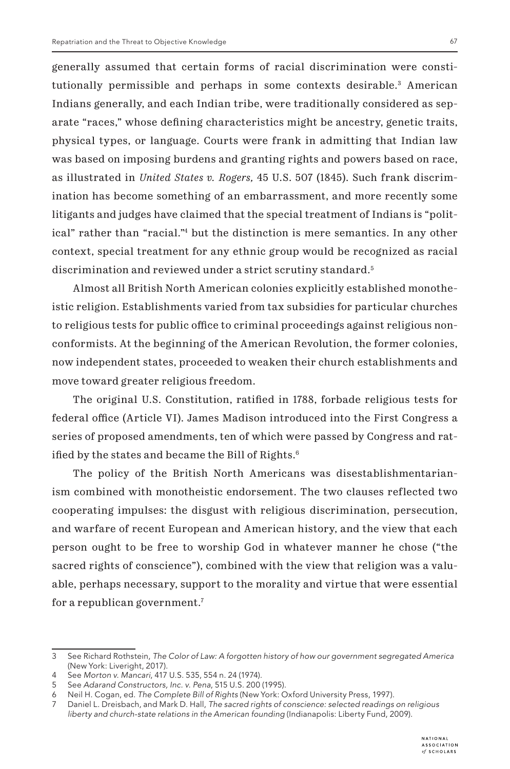generally assumed that certain forms of racial discrimination were constitutionally permissible and perhaps in some contexts desirable.[3] American Indians generally, and each Indian tribe, were traditionally considered as separate "races," whose defining characteristics might be ancestry, genetic traits, physical types, or language. Courts were frank in admitting that Indian law was based on imposing burdens and granting rights and powers based on race, as illustrated in *United States v. Rogers,* 45 U.S. 507 (1845). Such frank discrimination has become something of an embarrassment, and more recently some litigants and judges have claimed that the special treatment of Indians is "political" rather than "racial."[4] but the distinction is mere semantics. In any other context, special treatment for any ethnic group would be recognized as racial discrimination and reviewed under a strict scrutiny standard.[5]

Almost all British North American colonies explicitly established monotheistic religion. Establishments varied from tax subsidies for particular churches to religious tests for public office to criminal proceedings against religious nonconformists. At the beginning of the American Revolution, the former colonies, now independent states, proceeded to weaken their church establishments and move toward greater religious freedom.

The original U.S. Constitution, ratified in 1788, forbade religious tests for federal office (Article VI). James Madison introduced into the First Congress a series of proposed amendments, ten of which were passed by Congress and ratified by the states and became the Bill of Rights.[6]

The policy of the British North Americans was disestablishmentarianism combined with monotheistic endorsement. The two clauses reflected two cooperating impulses: the disgust with religious discrimination, persecution, and warfare of recent European and American history, and the view that each person ought to be free to worship God in whatever manner he chose ("the sacred rights of conscience"), combined with the view that religion was a valuable, perhaps necessary, support to the morality and virtue that were essential for a republican government.[7]

---

3 See Richard Rothstein, *The Color of Law: A forgotten history of how our government segregated America* (New York: Liveright, 2017).

4 See *Morton v. Mancari*, 417 U.S. 535, 554 n. 24 (1974).

5 See *Adarand Constructors, Inc. v. Pena*, 515 U.S. 200 (1995).

6 Neil H. Cogan, ed. *The Complete Bill of Rights* (New York: Oxford University Press, 1997).

7 Daniel L. Dreisbach, and Mark D. Hall, *The sacred rights of conscience: selected readings on religious liberty and church-state relations in the American founding* (Indianapolis: Liberty Fund, 2009).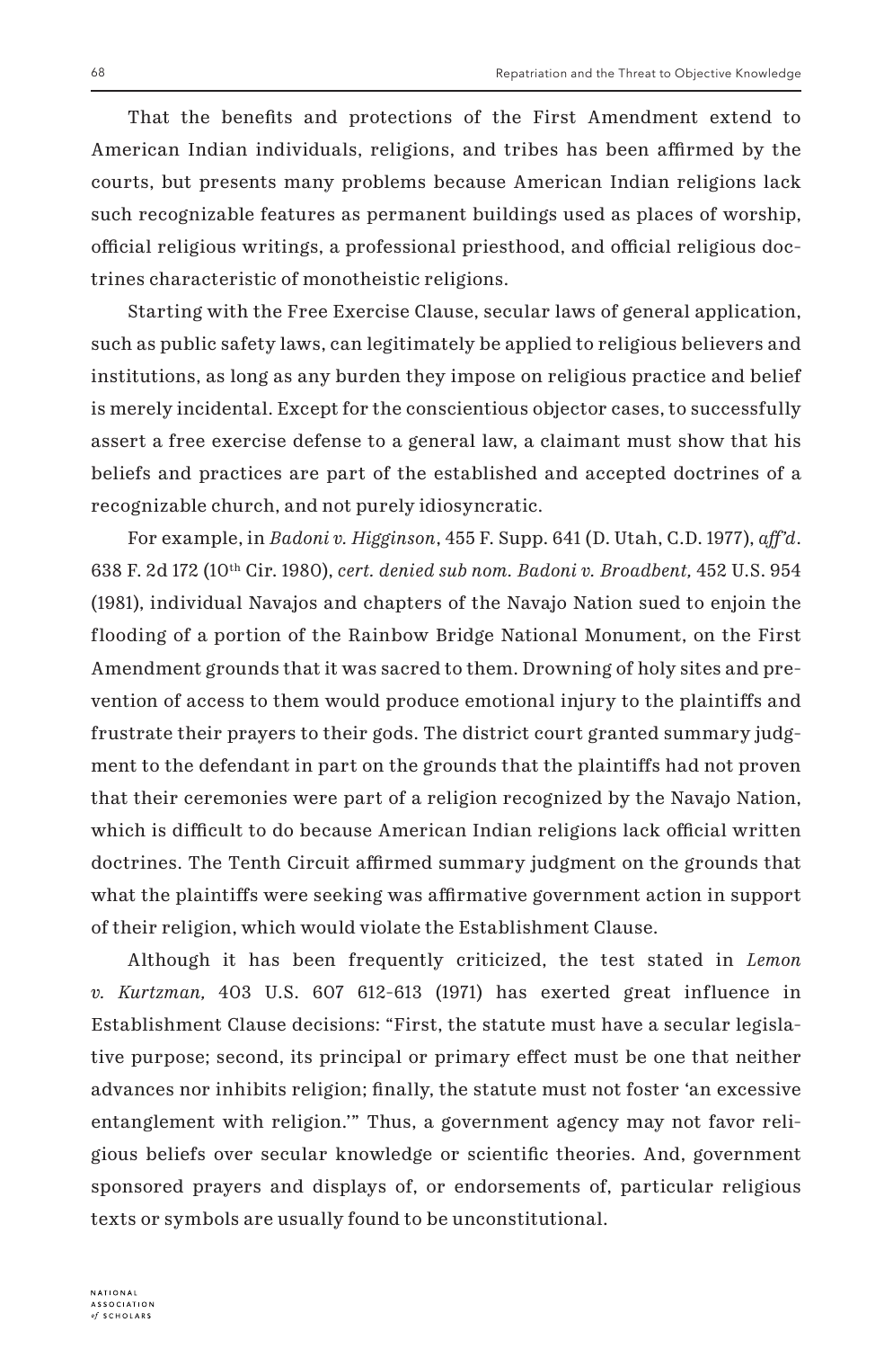That the benefits and protections of the First Amendment extend to American Indian individuals, religions, and tribes has been affirmed by the courts, but presents many problems because American Indian religions lack such recognizable features as permanent buildings used as places of worship, official religious writings, a professional priesthood, and official religious doctrines characteristic of monotheistic religions.

Starting with the Free Exercise Clause, secular laws of general application, such as public safety laws, can legitimately be applied to religious believers and institutions, as long as any burden they impose on religious practice and belief is merely incidental. Except for the conscientious objector cases, to successfully assert a free exercise defense to a general law, a claimant must show that his beliefs and practices are part of the established and accepted doctrines of a recognizable church, and not purely idiosyncratic.

For example, in *Badoni v. Higginson*, 455 F. Supp. 641 (D. Utah, C.D. 1977), *aff'd*. 638 F. 2d 172 (10th Cir. 1980), *cert. denied sub nom. Badoni v. Broadbent,* 452 U.S. 954 (1981), individual Navajos and chapters of the Navajo Nation sued to enjoin the flooding of a portion of the Rainbow Bridge National Monument, on the First Amendment grounds that it was sacred to them. Drowning of holy sites and prevention of access to them would produce emotional injury to the plaintiffs and frustrate their prayers to their gods. The district court granted summary judgment to the defendant in part on the grounds that the plaintiffs had not proven that their ceremonies were part of a religion recognized by the Navajo Nation, which is difficult to do because American Indian religions lack official written doctrines. The Tenth Circuit affirmed summary judgment on the grounds that what the plaintiffs were seeking was affirmative government action in support of their religion, which would violate the Establishment Clause.

Although it has been frequently criticized, the test stated in *Lemon v. Kurtzman,* 403 U.S. 607 612-613 (1971) has exerted great influence in Establishment Clause decisions: "First, the statute must have a secular legislative purpose; second, its principal or primary effect must be one that neither advances nor inhibits religion; finally, the statute must not foster 'an excessive entanglement with religion.'" Thus, a government agency may not favor religious beliefs over secular knowledge or scientific theories. And, government sponsored prayers and displays of, or endorsements of, particular religious texts or symbols are usually found to be unconstitutional.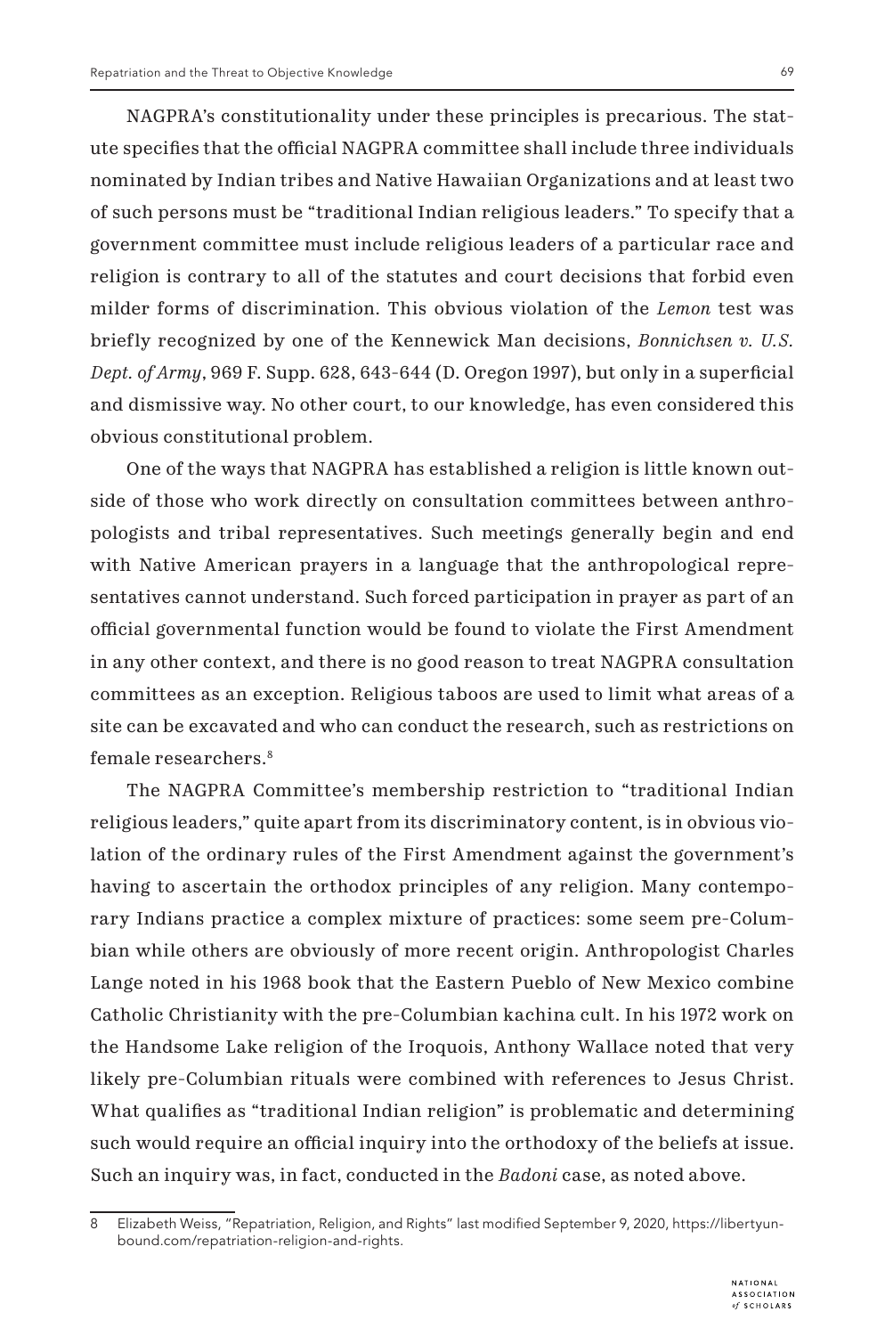NAGPRA's constitutionality under these principles is precarious. The statute specifies that the official NAGPRA committee shall include three individuals nominated by Indian tribes and Native Hawaiian Organizations and at least two of such persons must be "traditional Indian religious leaders." To specify that a government committee must include religious leaders of a particular race and religion is contrary to all of the statutes and court decisions that forbid even milder forms of discrimination. This obvious violation of the *Lemon* test was briefly recognized by one of the Kennewick Man decisions, *Bonnichsen v. U.S. Dept. of Army*, 969 F. Supp. 628, 643-644 (D. Oregon 1997), but only in a superficial and dismissive way. No other court, to our knowledge, has even considered this obvious constitutional problem.

One of the ways that NAGPRA has established a religion is little known outside of those who work directly on consultation committees between anthropologists and tribal representatives. Such meetings generally begin and end with Native American prayers in a language that the anthropological representatives cannot understand. Such forced participation in prayer as part of an official governmental function would be found to violate the First Amendment in any other context, and there is no good reason to treat NAGPRA consultation committees as an exception. Religious taboos are used to limit what areas of a site can be excavated and who can conduct the research, such as restrictions on female researchers.[8]

The NAGPRA Committee's membership restriction to "traditional Indian religious leaders," quite apart from its discriminatory content, is in obvious violation of the ordinary rules of the First Amendment against the government's having to ascertain the orthodox principles of any religion. Many contemporary Indians practice a complex mixture of practices: some seem pre-Columbian while others are obviously of more recent origin. Anthropologist Charles Lange noted in his 1968 book that the Eastern Pueblo of New Mexico combine Catholic Christianity with the pre-Columbian kachina cult. In his 1972 work on the Handsome Lake religion of the Iroquois, Anthony Wallace noted that very likely pre-Columbian rituals were combined with references to Jesus Christ. What qualifies as "traditional Indian religion" is problematic and determining such would require an official inquiry into the orthodoxy of the beliefs at issue. Such an inquiry was, in fact, conducted in the *Badoni* case, as noted above.

---

8 Elizabeth Weiss, "Repatriation, Religion, and Rights" last modified September 9, 2020, https://libertyunbound.com/repatriation-religion-and-rights.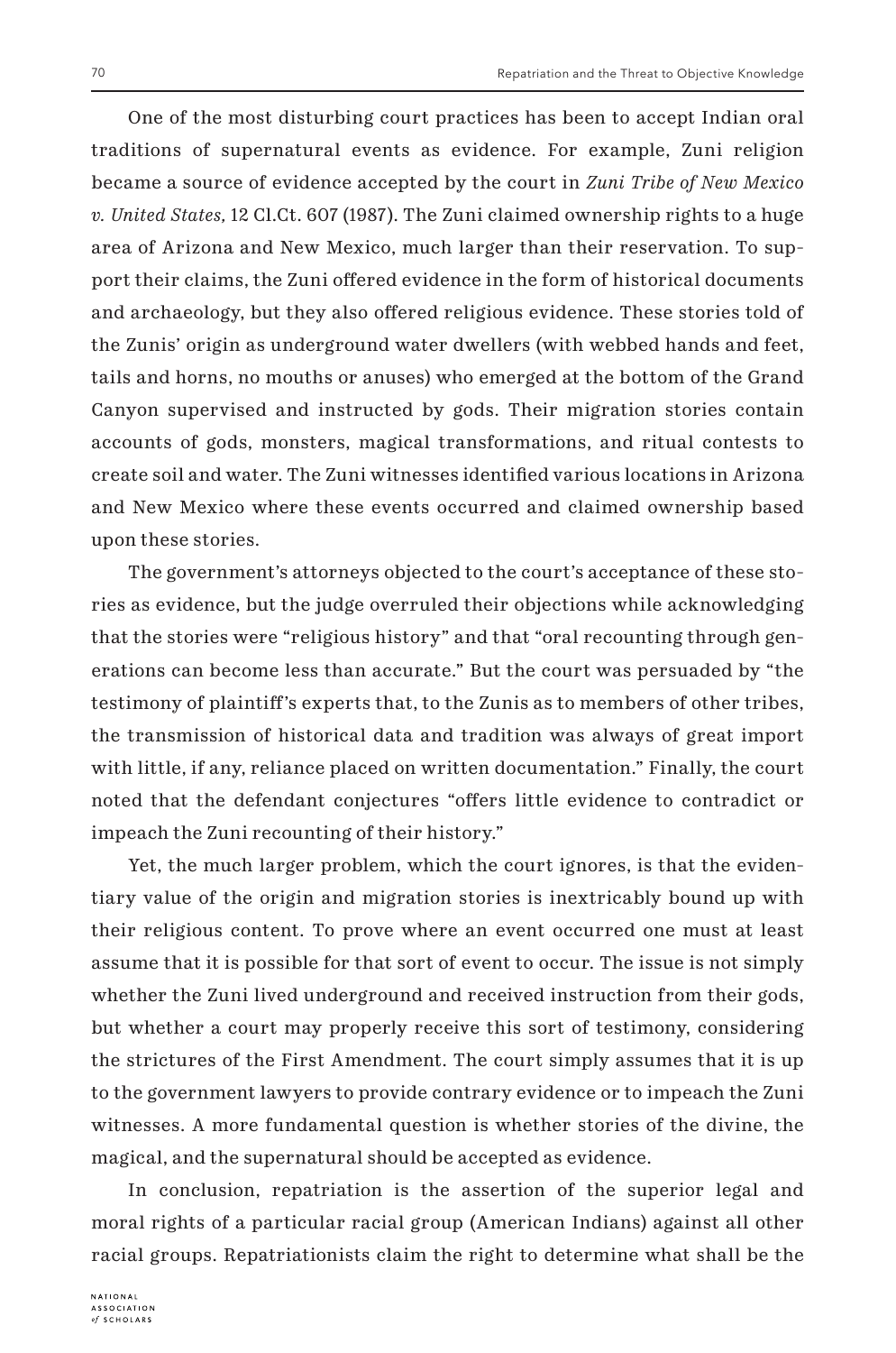One of the most disturbing court practices has been to accept Indian oral traditions of supernatural events as evidence. For example, Zuni religion became a source of evidence accepted by the court in *Zuni Tribe of New Mexico v. United States,* 12 Cl.Ct. 607 (1987). The Zuni claimed ownership rights to a huge area of Arizona and New Mexico, much larger than their reservation. To support their claims, the Zuni offered evidence in the form of historical documents and archaeology, but they also offered religious evidence. These stories told of the Zunis' origin as underground water dwellers (with webbed hands and feet, tails and horns, no mouths or anuses) who emerged at the bottom of the Grand Canyon supervised and instructed by gods. Their migration stories contain accounts of gods, monsters, magical transformations, and ritual contests to create soil and water. The Zuni witnesses identified various locations in Arizona and New Mexico where these events occurred and claimed ownership based upon these stories.

The government's attorneys objected to the court's acceptance of these stories as evidence, but the judge overruled their objections while acknowledging that the stories were "religious history" and that "oral recounting through generations can become less than accurate." But the court was persuaded by "the testimony of plaintiff's experts that, to the Zunis as to members of other tribes, the transmission of historical data and tradition was always of great import with little, if any, reliance placed on written documentation." Finally, the court noted that the defendant conjectures "offers little evidence to contradict or impeach the Zuni recounting of their history."

Yet, the much larger problem, which the court ignores, is that the evidentiary value of the origin and migration stories is inextricably bound up with their religious content. To prove where an event occurred one must at least assume that it is possible for that sort of event to occur. The issue is not simply whether the Zuni lived underground and received instruction from their gods, but whether a court may properly receive this sort of testimony, considering the strictures of the First Amendment. The court simply assumes that it is up to the government lawyers to provide contrary evidence or to impeach the Zuni witnesses. A more fundamental question is whether stories of the divine, the magical, and the supernatural should be accepted as evidence.

In conclusion, repatriation is the assertion of the superior legal and moral rights of a particular racial group (American Indians) against all other racial groups. Repatriationists claim the right to determine what shall be the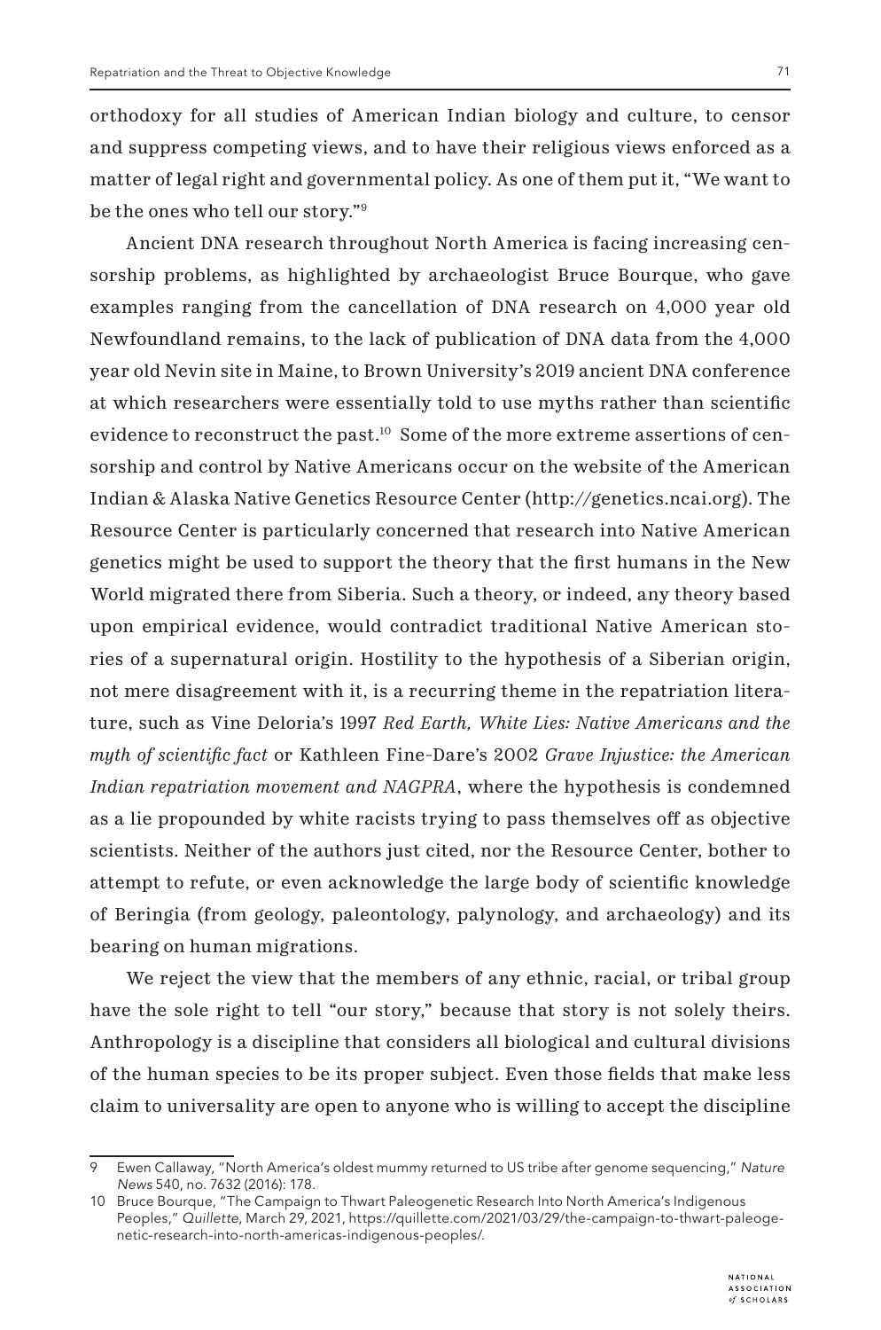orthodoxy for all studies of American Indian biology and culture, to censor and suppress competing views, and to have their religious views enforced as a matter of legal right and governmental policy. As one of them put it, "We want to be the ones who tell our story."[9]

Ancient DNA research throughout North America is facing increasing censorship problems, as highlighted by archaeologist Bruce Bourque, who gave examples ranging from the cancellation of DNA research on 4,000 year old Newfoundland remains, to the lack of publication of DNA data from the 4,000 year old Nevin site in Maine, to Brown University's 2019 ancient DNA conference at which researchers were essentially told to use myths rather than scientific evidence to reconstruct the past.[10] Some of the more extreme assertions of censorship and control by Native Americans occur on the website of the American Indian & Alaska Native Genetics Resource Center (http://genetics.ncai.org). The Resource Center is particularly concerned that research into Native American genetics might be used to support the theory that the first humans in the New World migrated there from Siberia. Such a theory, or indeed, any theory based upon empirical evidence, would contradict traditional Native American stories of a supernatural origin. Hostility to the hypothesis of a Siberian origin, not mere disagreement with it, is a recurring theme in the repatriation literature, such as Vine Deloria's 1997 *Red Earth, White Lies: Native Americans and the myth of scientific fact* or Kathleen Fine-Dare's 2002 *Grave Injustice: the American Indian repatriation movement and NAGPRA*, where the hypothesis is condemned as a lie propounded by white racists trying to pass themselves off as objective scientists. Neither of the authors just cited, nor the Resource Center, bother to attempt to refute, or even acknowledge the large body of scientific knowledge of Beringia (from geology, paleontology, palynology, and archaeology) and its bearing on human migrations.

We reject the view that the members of any ethnic, racial, or tribal group have the sole right to tell "our story," because that story is not solely theirs. Anthropology is a discipline that considers all biological and cultural divisions of the human species to be its proper subject. Even those fields that make less claim to universality are open to anyone who is willing to accept the discipline

---

9 Ewen Callaway, "North America's oldest mummy returned to US tribe after genome sequencing," *Nature News* 540, no. 7632 (2016): 178.

10 Bruce Bourque, "The Campaign to Thwart Paleogenetic Research Into North America's Indigenous Peoples," *Quillette*, March 29, 2021, https://quillette.com/2021/03/29/the-campaign-to-thwart-paleogenetic-research-into-north-americas-indigenous-peoples/.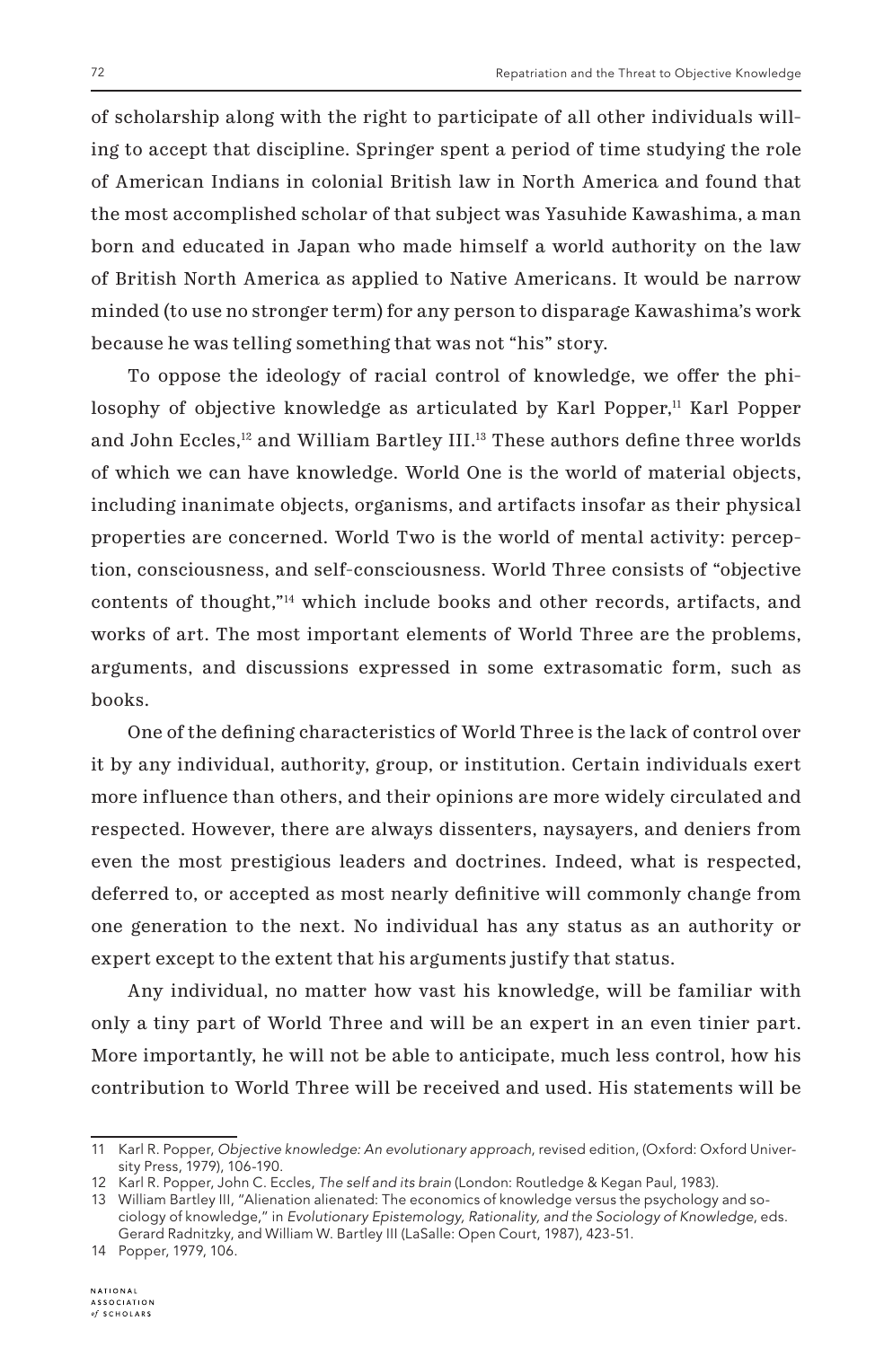of scholarship along with the right to participate of all other individuals willing to accept that discipline. Springer spent a period of time studying the role of American Indians in colonial British law in North America and found that the most accomplished scholar of that subject was Yasuhide Kawashima, a man born and educated in Japan who made himself a world authority on the law of British North America as applied to Native Americans. It would be narrow minded (to use no stronger term) for any person to disparage Kawashima's work because he was telling something that was not "his" story.

To oppose the ideology of racial control of knowledge, we offer the philosophy of objective knowledge as articulated by Karl Popper,[11] Karl Popper and John Eccles,[12] and William Bartley III.[13] These authors define three worlds of which we can have knowledge. World One is the world of material objects, including inanimate objects, organisms, and artifacts insofar as their physical properties are concerned. World Two is the world of mental activity: perception, consciousness, and self-consciousness. World Three consists of "objective contents of thought,"[14] which include books and other records, artifacts, and works of art. The most important elements of World Three are the problems, arguments, and discussions expressed in some extrasomatic form, such as books.

One of the defining characteristics of World Three is the lack of control over it by any individual, authority, group, or institution. Certain individuals exert more influence than others, and their opinions are more widely circulated and respected. However, there are always dissenters, naysayers, and deniers from even the most prestigious leaders and doctrines. Indeed, what is respected, deferred to, or accepted as most nearly definitive will commonly change from one generation to the next. No individual has any status as an authority or expert except to the extent that his arguments justify that status.

Any individual, no matter how vast his knowledge, will be familiar with only a tiny part of World Three and will be an expert in an even tinier part. More importantly, he will not be able to anticipate, much less control, how his contribution to World Three will be received and used. His statements will be

---

11 Karl R. Popper, *Objective knowledge: An evolutionary approach*, revised edition, (Oxford: Oxford University Press, 1979), 106-190.

12 Karl R. Popper, John C. Eccles, *The self and its brain* (London: Routledge & Kegan Paul, 1983).

13 William Bartley III, "Alienation alienated: The economics of knowledge versus the psychology and sociology of knowledge," in *Evolutionary Epistemology, Rationality, and the Sociology of Knowledge*, eds. Gerard Radnitzky, and William W. Bartley III (LaSalle: Open Court, 1987), 423-51.

14 Popper, 1979, 106.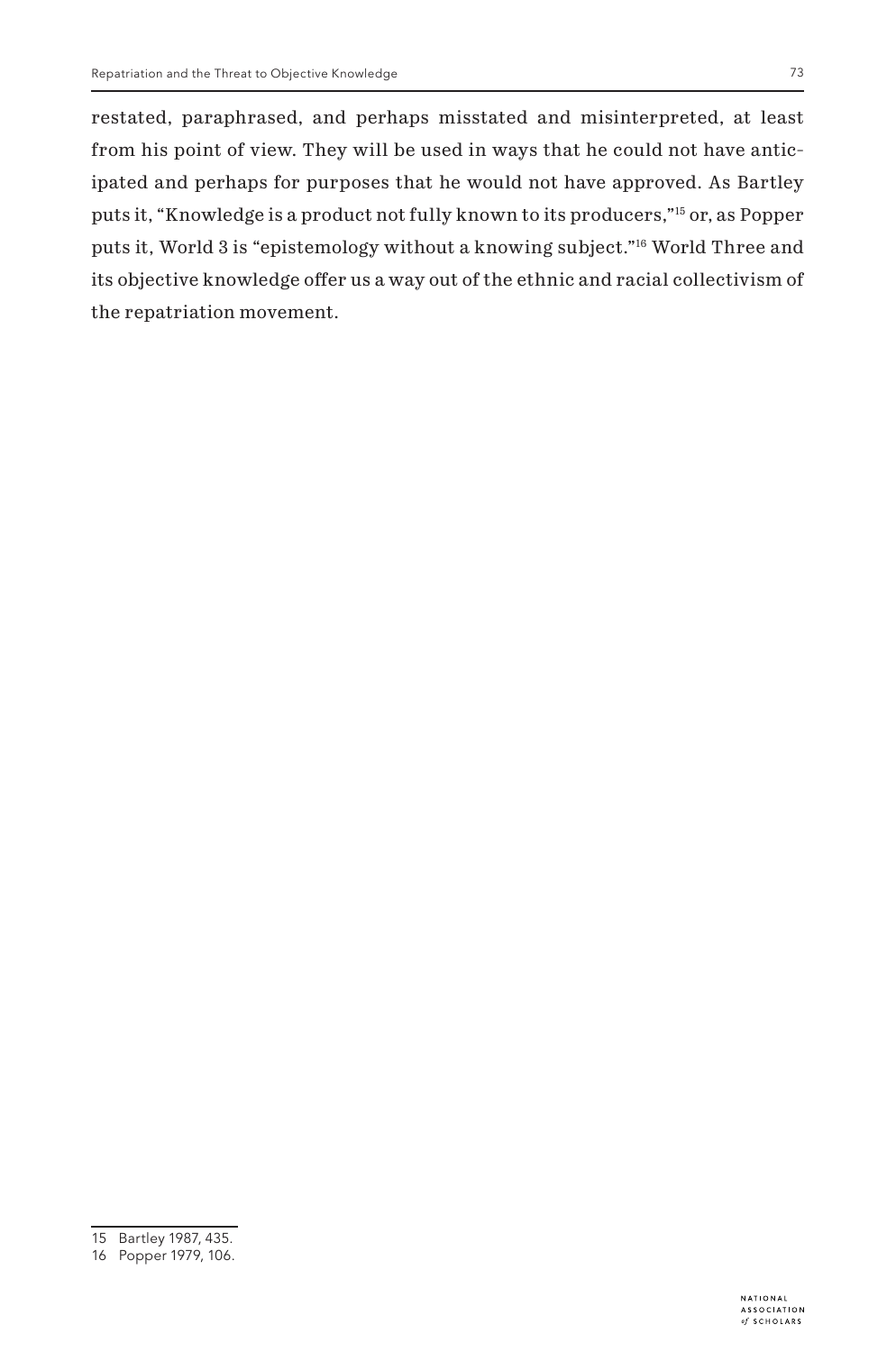restated, paraphrased, and perhaps misstated and misinterpreted, at least from his point of view. They will be used in ways that he could not have anticipated and perhaps for purposes that he would not have approved. As Bartley puts it, "Knowledge is a product not fully known to its producers,"[15] or, as Popper puts it, World 3 is "epistemology without a knowing subject."[16] World Three and its objective knowledge offer us a way out of the ethnic and racial collectivism of the repatriation movement.

15 Bartley 1987, 435.

16 Popper 1979, 106.